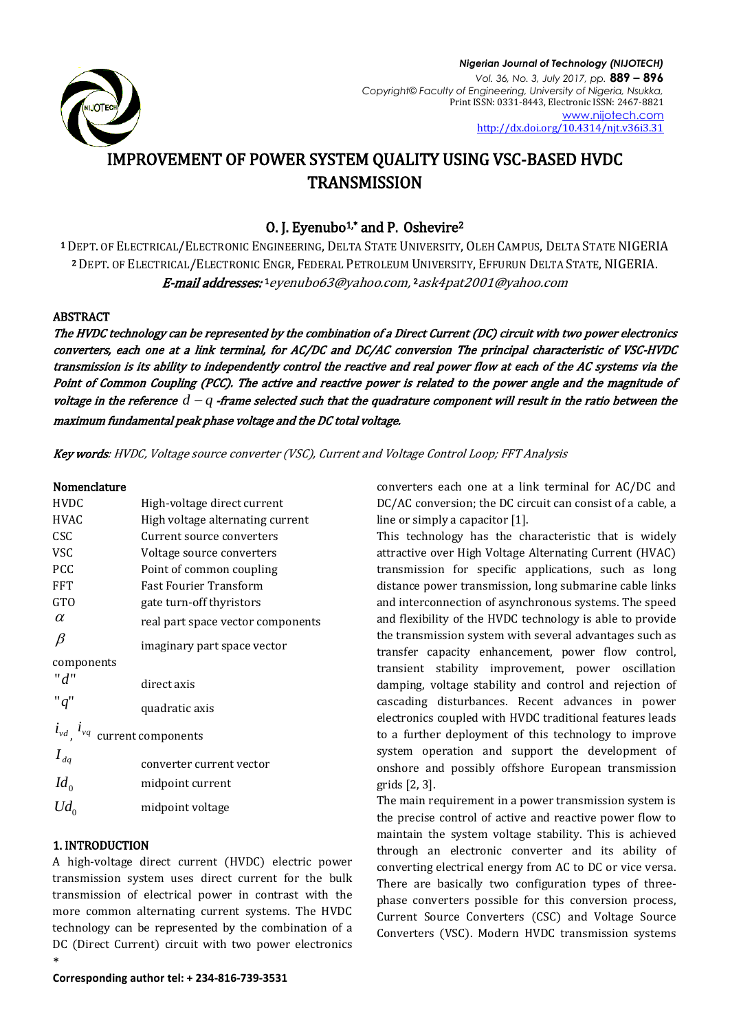*Nigerian Journal of Technology (NIJOTECH)*
*Vol. 36, No. 3, July 2017, pp.* **889 – 896**
*Copyright© Faculty of Engineering, University of Nigeria, Nsukka,*
Print ISSN: 0331-8443, Electronic ISSN: 2467-8821
www.nijotech.com
http://dx.doi.org/10.4314/njt.v36i3.31

# IMPROVEMENT OF POWER SYSTEM QUALITY USING VSC-BASED HVDC TRANSMISSION

## O. J. Eyenubo[1,*] and P. Oshevire[2]

[1] DEPT. OF ELECTRICAL/ELECTRONIC ENGINEERING, DELTA STATE UNIVERSITY, OLEH CAMPUS, DELTA STATE NIGERIA
[2] DEPT. OF ELECTRICAL/ELECTRONIC ENGR, FEDERAL PETROLEUM UNIVERSITY, EFFURUN DELTA STATE, NIGERIA.
***E-mail addresses:*** [1]*eyenubo63@yahoo.com,* [2]*ask4pat2001@yahoo.com*

### ABSTRACT

***The HVDC technology can be represented by the combination of a Direct Current (DC) circuit with two power electronics converters, each one at a link terminal, for AC/DC and DC/AC conversion The principal characteristic of VSC-HVDC transmission is its ability to independently control the reactive and real power flow at each of the AC systems via the Point of Common Coupling (PCC). The active and reactive power is related to the power angle and the magnitude of voltage in the reference $d-q$ -frame selected such that the quadrature component will result in the ratio between the maximum fundamental peak phase voltage and the DC total voltage.***

***Key words****: HVDC, Voltage source converter (VSC), Current and Voltage Control Loop; FFT Analysis*

### Nomenclature

| | |
|---|---|
| HVDC | High-voltage direct current |
| HVAC | High voltage alternating current |
| CSC | Current source converters |
| VSC | Voltage source converters |
| PCC | Point of common coupling |
| FFT | Fast Fourier Transform |
| GTO | gate turn-off thyristors |
| $\alpha$ | real part space vector components |
| $\beta$ | imaginary part space vector components |
| "$d$" | direct axis |
| "$q$" | quadratic axis |
| $i_{vd}$, $i_{vq}$ | current components |
| $I_{dq}$ | converter current vector |
| $Id_0$ | midpoint current |
| $Ud_0$ | midpoint voltage |

### 1. INTRODUCTION

A high-voltage direct current (HVDC) electric power transmission system uses direct current for the bulk transmission of electrical power in contrast with the more common alternating current systems. The HVDC technology can be represented by the combination of a DC (Direct Current) circuit with two power electronics converters each one at a link terminal for AC/DC and DC/AC conversion; the DC circuit can consist of a cable, a line or simply a capacitor [1].

This technology has the characteristic that is widely attractive over High Voltage Alternating Current (HVAC) transmission for specific applications, such as long distance power transmission, long submarine cable links and interconnection of asynchronous systems. The speed and flexibility of the HVDC technology is able to provide the transmission system with several advantages such as transfer capacity enhancement, power flow control, transient stability improvement, power oscillation damping, voltage stability and control and rejection of cascading disturbances. Recent advances in power electronics coupled with HVDC traditional features leads to a further deployment of this technology to improve system operation and support the development of onshore and possibly offshore European transmission grids [2, 3].

The main requirement in a power transmission system is the precise control of active and reactive power flow to maintain the system voltage stability. This is achieved through an electronic converter and its ability of converting electrical energy from AC to DC or vice versa. There are basically two configuration types of three-phase converters possible for this conversion process, Current Source Converters (CSC) and Voltage Source Converters (VSC). Modern HVDC transmission systems

\* **Corresponding author tel: + 234-816-739-3531**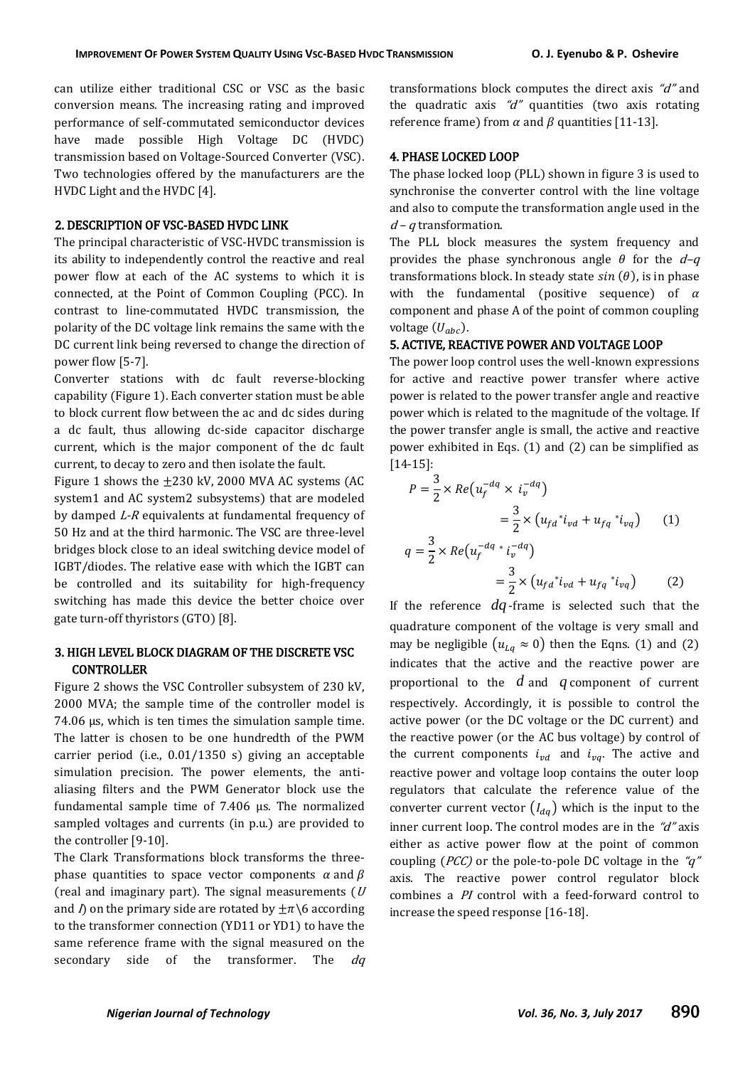can utilize either traditional CSC or VSC as the basic conversion means. The increasing rating and improved performance of self-commutated semiconductor devices have made possible High Voltage DC (HVDC) transmission based on Voltage-Sourced Converter (VSC). Two technologies offered by the manufacturers are the HVDC Light and the HVDC [4].

## 2. DESCRIPTION OF VSC-BASED HVDC LINK

The principal characteristic of VSC-HVDC transmission is its ability to independently control the reactive and real power flow at each of the AC systems to which it is connected, at the Point of Common Coupling (PCC). In contrast to line-commutated HVDC transmission, the polarity of the DC voltage link remains the same with the DC current link being reversed to change the direction of power flow [5-7].

Converter stations with dc fault reverse-blocking capability (Figure 1). Each converter station must be able to block current flow between the ac and dc sides during a dc fault, thus allowing dc-side capacitor discharge current, which is the major component of the dc fault current, to decay to zero and then isolate the fault.

Figure 1 shows the $\pm 230$ kV, 2000 MVA AC systems (AC system1 and AC system2 subsystems) that are modeled by damped *L-R* equivalents at fundamental frequency of 50 Hz and at the third harmonic. The VSC are three-level bridges block close to an ideal switching device model of IGBT/diodes. The relative ease with which the IGBT can be controlled and its suitability for high-frequency switching has made this device the better choice over gate turn-off thyristors (GTO) [8].

## 3. HIGH LEVEL BLOCK DIAGRAM OF THE DISCRETE VSC CONTROLLER

Figure 2 shows the VSC Controller subsystem of 230 kV, 2000 MVA; the sample time of the controller model is 74.06 µs, which is ten times the simulation sample time. The latter is chosen to be one hundredth of the PWM carrier period (i.e., 0.01/1350 s) giving an acceptable simulation precision. The power elements, the anti-aliasing filters and the PWM Generator block use the fundamental sample time of 7.406 µs. The normalized sampled voltages and currents (in p.u.) are provided to the controller [9-10].

The Clark Transformations block transforms the three-phase quantities to space vector components $\alpha$ and $\beta$ (real and imaginary part). The signal measurements ($U$ and $I$) on the primary side are rotated by $\pm\pi\backslash 6$ according to the transformer connection (YD11 or YD1) to have the same reference frame with the signal measured on the secondary side of the transformer. The $dq$ transformations block computes the direct axis *"d"* and the quadratic axis *"d"* quantities (two axis rotating reference frame) from $\alpha$ and $\beta$ quantities [11-13].

## 4. PHASE LOCKED LOOP

The phase locked loop (PLL) shown in figure 3 is used to synchronise the converter control with the line voltage and also to compute the transformation angle used in the $d-q$ transformation.

The PLL block measures the system frequency and provides the phase synchronous angle $\theta$ for the $d$–$q$ transformations block. In steady state $sin\,(\theta)$, is in phase with the fundamental (positive sequence) of $\alpha$ component and phase A of the point of common coupling voltage ($U_{abc}$).

## 5. ACTIVE, REACTIVE POWER AND VOLTAGE LOOP

The power loop control uses the well-known expressions for active and reactive power transfer where active power is related to the power transfer angle and reactive power which is related to the magnitude of the voltage. If the power transfer angle is small, the active and reactive power exhibited in Eqs. (1) and (2) can be simplified as [14-15]:

$$P = \frac{3}{2} \times Re\left(u_f^{-dq} \times i_v^{-dq}\right) = \frac{3}{2} \times \left(u_{fd}{}^{*} i_{vd} + u_{fq}{}^{*} i_{vq}\right) \qquad (1)$$

$$q = \frac{3}{2} \times Re\left(u_f^{-dq} * i_v^{-dq}\right) = \frac{3}{2} \times \left(u_{fd}{}^{*} i_{vd} + u_{fq}{}^{*} i_{vq}\right) \qquad (2)$$

If the reference $dq$-frame is selected such that the quadrature component of the voltage is very small and may be negligible $\left(u_{Lq} \approx 0\right)$ then the Eqns. (1) and (2) indicates that the active and the reactive power are proportional to the $d$ and $q$ component of current respectively. Accordingly, it is possible to control the active power (or the DC voltage or the DC current) and the reactive power (or the AC bus voltage) by control of the current components $i_{vd}$ and $i_{vq}$. The active and reactive power and voltage loop contains the outer loop regulators that calculate the reference value of the converter current vector $\left(I_{dq}\right)$ which is the input to the inner current loop. The control modes are in the *"d"* axis either as active power flow at the point of common coupling (*PCC)* or the pole-to-pole DC voltage in the *"q"* axis. The reactive power control regulator block combines a *PI* control with a feed-forward control to increase the speed response [16-18].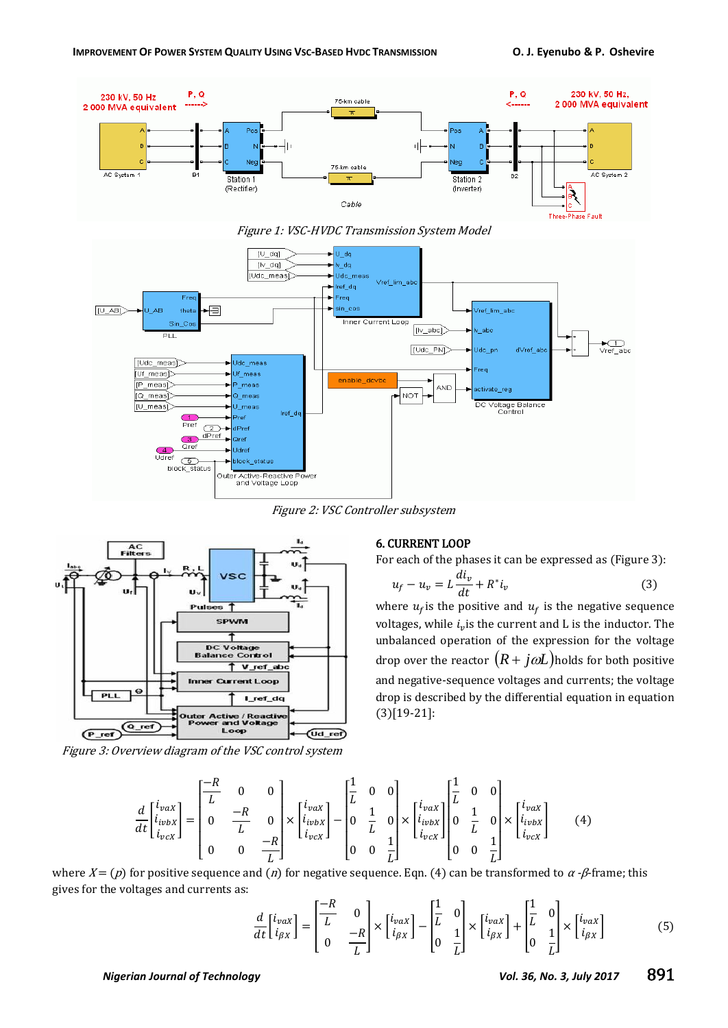*Figure 1: VSC-HVDC Transmission System Model*

*Figure 2: VSC Controller subsystem*

*Figure 3: Overview diagram of the VSC control system*

## 6. CURRENT LOOP

For each of the phases it can be expressed as (Figure 3):

$$u_f - u_v = L\frac{di_v}{dt} + R^* i_v \qquad (3)$$

where $u_f$ is the positive and $u_f$ is the negative sequence voltages, while $i_v$ is the current and L is the inductor. The unbalanced operation of the expression for the voltage drop over the reactor $(R + j\omega L)$ holds for both positive and negative-sequence voltages and currents; the voltage drop is described by the differential equation in equation (3)[19-21]:

$$\frac{d}{dt}\begin{bmatrix} i_{vaX} \\ i_{ivbX} \\ i_{vcX} \end{bmatrix} = \begin{bmatrix} \frac{-R}{L} & 0 & 0 \\ 0 & \frac{-R}{L} & 0 \\ 0 & 0 & \frac{-R}{L} \end{bmatrix} \times \begin{bmatrix} i_{vaX} \\ i_{ivbX} \\ i_{vcX} \end{bmatrix} - \begin{bmatrix} \frac{1}{L} & 0 & 0 \\ 0 & \frac{1}{L} & 0 \\ 0 & 0 & \frac{1}{L} \end{bmatrix} \times \begin{bmatrix} i_{vaX} \\ i_{ivbX} \\ i_{vcX} \end{bmatrix} \begin{bmatrix} \frac{1}{L} & 0 & 0 \\ 0 & \frac{1}{L} & 0 \\ 0 & 0 & \frac{1}{L} \end{bmatrix} \times \begin{bmatrix} i_{vaX} \\ i_{ivbX} \\ i_{vcX} \end{bmatrix} \qquad (4)$$

where $X = (p)$ for positive sequence and $(n)$ for negative sequence. Eqn. (4) can be transformed to $\alpha$ -$\beta$-frame; this gives for the voltages and currents as:

$$\frac{d}{dt}\begin{bmatrix} i_{vaX} \\ i_{\beta X} \end{bmatrix} = \begin{bmatrix} \frac{-R}{L} & 0 \\ 0 & \frac{-R}{L} \end{bmatrix} \times \begin{bmatrix} i_{vaX} \\ i_{\beta X} \end{bmatrix} - \begin{bmatrix} \frac{1}{L} & 0 \\ 0 & \frac{1}{L} \end{bmatrix} \times \begin{bmatrix} i_{vaX} \\ i_{\beta X} \end{bmatrix} + \begin{bmatrix} \frac{1}{L} & 0 \\ 0 & \frac{1}{L} \end{bmatrix} \times \begin{bmatrix} i_{vaX} \\ i_{\beta X} \end{bmatrix} \qquad (5)$$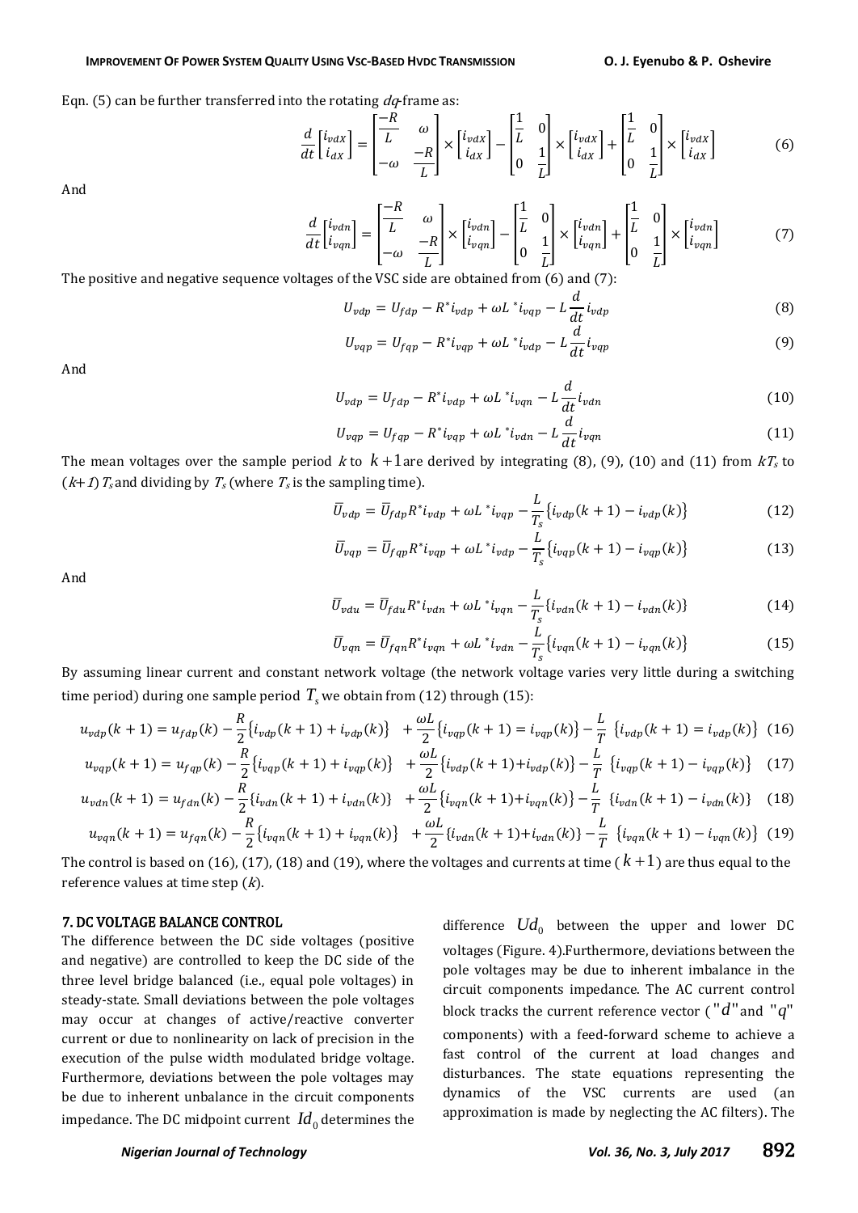Eqn. (5) can be further transferred into the rotating $dq$-frame as:

$$\frac{d}{dt}\begin{bmatrix} i_{vdX} \\ i_{dX} \end{bmatrix} = \begin{bmatrix} \frac{-R}{L} & \omega \\ -\omega & \frac{-R}{L} \end{bmatrix} \times \begin{bmatrix} i_{vdX} \\ i_{dX} \end{bmatrix} - \begin{bmatrix} \frac{1}{L} & 0 \\ 0 & \frac{1}{L} \end{bmatrix} \times \begin{bmatrix} i_{vdX} \\ i_{dX} \end{bmatrix} + \begin{bmatrix} \frac{1}{L} & 0 \\ 0 & \frac{1}{L} \end{bmatrix} \times \begin{bmatrix} i_{vdX} \\ i_{dX} \end{bmatrix} \quad (6)$$

And

$$\frac{d}{dt}\begin{bmatrix} i_{vdn} \\ i_{vqn} \end{bmatrix} = \begin{bmatrix} \frac{-R}{L} & \omega \\ -\omega & \frac{-R}{L} \end{bmatrix} \times \begin{bmatrix} i_{vdn} \\ i_{vqn} \end{bmatrix} - \begin{bmatrix} \frac{1}{L} & 0 \\ 0 & \frac{1}{L} \end{bmatrix} \times \begin{bmatrix} i_{vdn} \\ i_{vqn} \end{bmatrix} + \begin{bmatrix} \frac{1}{L} & 0 \\ 0 & \frac{1}{L} \end{bmatrix} \times \begin{bmatrix} i_{vdn} \\ i_{vqn} \end{bmatrix} \quad (7)$$

The positive and negative sequence voltages of the VSC side are obtained from (6) and (7):

$$U_{vdp} = U_{fdp} - R^* i_{vdp} + \omega L^* i_{vqp} - L\frac{d}{dt} i_{vdp} \quad (8)$$

$$U_{vqp} = U_{fqp} - R^* i_{vqp} + \omega L^* i_{vdp} - L\frac{d}{dt} i_{vqp} \quad (9)$$

And

$$U_{vdp} = U_{fdp} - R^* i_{vdp} + \omega L^* i_{vqn} - L\frac{d}{dt} i_{vdn} \quad (10)$$

$$U_{vqp} = U_{fqp} - R^* i_{vqp} + \omega L^* i_{vdn} - L\frac{d}{dt} i_{vqn} \quad (11)$$

The mean voltages over the sample period $k$ to $k+1$ are derived by integrating (8), (9), (10) and (11) from $kT_s$ to $(k+1)\,T_s$ and dividing by $T_s$ (where $T_s$ is the sampling time).

$$\bar{U}_{vdp} = \bar{U}_{fdp} R^* i_{vdp} + \omega L^* i_{vqp} - \frac{L}{T_s}\{i_{vdp}(k+1) - i_{vdp}(k)\} \quad (12)$$

$$\bar{U}_{vqp} = \bar{U}_{fqp} R^* i_{vqp} + \omega L^* i_{vdp} - \frac{L}{T_s}\{i_{vqp}(k+1) - i_{vqp}(k)\} \quad (13)$$

And

$$\bar{U}_{vdu} = \bar{U}_{fdu} R^* i_{vdn} + \omega L^* i_{vqn} - \frac{L}{T_s}\{i_{vdn}(k+1) - i_{vdn}(k)\} \quad (14)$$

$$\bar{U}_{vqn} = \bar{U}_{fqn} R^* i_{vqn} + \omega L^* i_{vdn} - \frac{L}{T_s}\{i_{vqn}(k+1) - i_{vqn}(k)\} \quad (15)$$

By assuming linear current and constant network voltage (the network voltage varies very little during a switching time period) during one sample period $T_s$ we obtain from (12) through (15):

$$u_{vdp}(k+1) = u_{fdp}(k) - \frac{R}{2}\{i_{vdp}(k+1) + i_{vdp}(k)\} + \frac{\omega L}{2}\{i_{vqp}(k+1) = i_{vqp}(k)\} - \frac{L}{T}\{i_{vdp}(k+1) = i_{vdp}(k)\} \quad (16)$$

$$u_{vqp}(k+1) = u_{fqp}(k) - \frac{R}{2}\{i_{vqp}(k+1) + i_{vqp}(k)\} + \frac{\omega L}{2}\{i_{vdp}(k+1) + i_{vdp}(k)\} - \frac{L}{T}\{i_{vqp}(k+1) - i_{vqp}(k)\} \quad (17)$$

$$u_{vdn}(k+1) = u_{fdn}(k) - \frac{R}{2}\{i_{vdn}(k+1) + i_{vdn}(k)\} + \frac{\omega L}{2}\{i_{vqn}(k+1) + i_{vqn}(k)\} - \frac{L}{T}\{i_{vdn}(k+1) - i_{vdn}(k)\} \quad (18)$$

$$u_{vqn}(k+1) = u_{fqn}(k) - \frac{R}{2}\{i_{vqn}(k+1) + i_{vqn}(k)\} + \frac{\omega L}{2}\{i_{vdn}(k+1) + i_{vdn}(k)\} - \frac{L}{T}\{i_{vqn}(k+1) - i_{vqn}(k)\} \quad (19)$$

The control is based on (16), (17), (18) and (19), where the voltages and currents at time ($k+1$) are thus equal to the reference values at time step ($k$).

## 7. DC VOLTAGE BALANCE CONTROL

The difference between the DC side voltages (positive and negative) are controlled to keep the DC side of the three level bridge balanced (i.e., equal pole voltages) in steady-state. Small deviations between the pole voltages may occur at changes of active/reactive converter current or due to nonlinearity on lack of precision in the execution of the pulse width modulated bridge voltage. Furthermore, deviations between the pole voltages may be due to inherent unbalance in the circuit components impedance. The DC midpoint current $Id_0$ determines the difference $Ud_0$ between the upper and lower DC voltages (Figure. 4).Furthermore, deviations between the pole voltages may be due to inherent imbalance in the circuit components impedance. The AC current control block tracks the current reference vector ("$d$"and "$q$" components) with a feed-forward scheme to achieve a fast control of the current at load changes and disturbances. The state equations representing the dynamics of the VSC currents are used (an approximation is made by neglecting the AC filters). The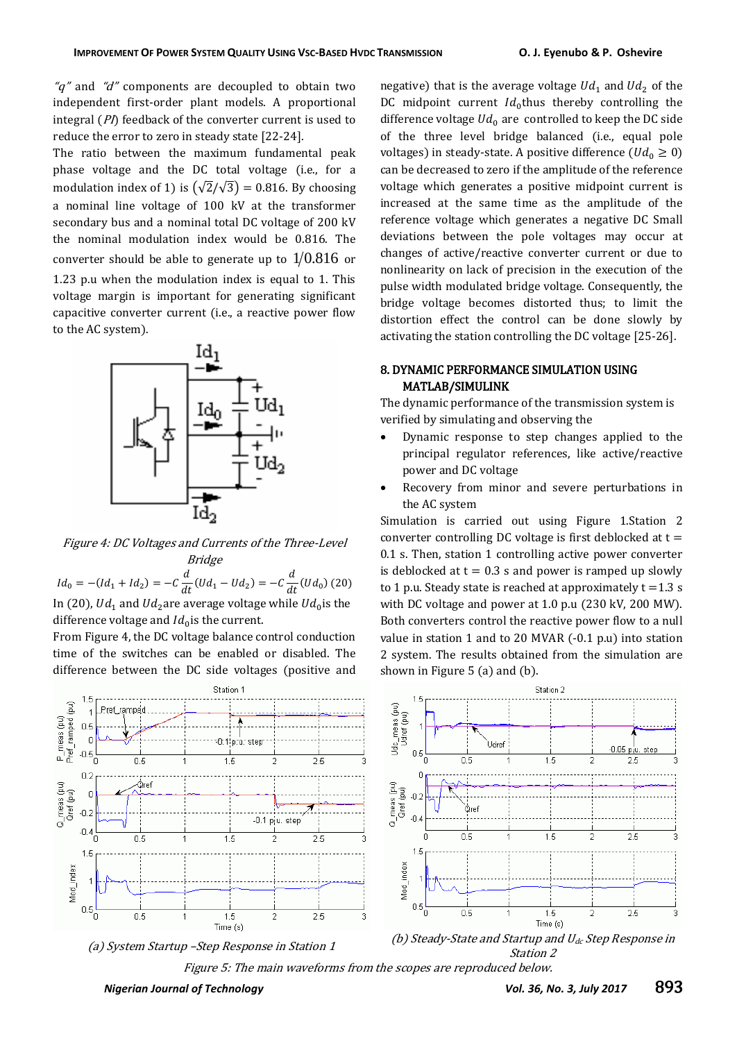"q" and "d" components are decoupled to obtain two independent first-order plant models. A proportional integral (PI) feedback of the converter current is used to reduce the error to zero in steady state [22-24].

The ratio between the maximum fundamental peak phase voltage and the DC total voltage (i.e., for a modulation index of 1) is $(\sqrt{2}/\sqrt{3}) = 0.816$. By choosing a nominal line voltage of 100 kV at the transformer secondary bus and a nominal total DC voltage of 200 kV the nominal modulation index would be 0.816. The converter should be able to generate up to $1/0.816$ or 1.23 p.u when the modulation index is equal to 1. This voltage margin is important for generating significant capacitive converter current (i.e., a reactive power flow to the AC system).

*Figure 4: DC Voltages and Currents of the Three-Level Bridge*

$$Id_0 = -(Id_1 + Id_2) = -C\frac{d}{dt}(Ud_1 - Ud_2) = -C\frac{d}{dt}(Ud_0) \quad (20)$$

In (20), $Ud_1$ and $Ud_2$ are average voltage while $Ud_0$ is the difference voltage and $Id_0$ is the current.

From Figure 4, the DC voltage balance control conduction time of the switches can be enabled or disabled. The difference between the DC side voltages (positive and negative) that is the average voltage $Ud_1$ and $Ud_2$ of the DC midpoint current $Id_0$ thus thereby controlling the difference voltage $Ud_0$ are controlled to keep the DC side of the three level bridge balanced (i.e., equal pole voltages) in steady-state. A positive difference $(Ud_0 \geq 0)$ can be decreased to zero if the amplitude of the reference voltage which generates a positive midpoint current is increased at the same time as the amplitude of the reference voltage which generates a negative DC Small deviations between the pole voltages may occur at changes of active/reactive converter current or due to nonlinearity on lack of precision in the execution of the pulse width modulated bridge voltage. Consequently, the bridge voltage becomes distorted thus; to limit the distortion effect the control can be done slowly by activating the station controlling the DC voltage [25-26].

## 8. DYNAMIC PERFORMANCE SIMULATION USING MATLAB/SIMULINK

The dynamic performance of the transmission system is verified by simulating and observing the

- Dynamic response to step changes applied to the principal regulator references, like active/reactive power and DC voltage
- Recovery from minor and severe perturbations in the AC system

Simulation is carried out using Figure 1.Station 2 converter controlling DC voltage is first deblocked at t = 0.1 s. Then, station 1 controlling active power converter is deblocked at t = 0.3 s and power is ramped up slowly to 1 p.u. Steady state is reached at approximately t =1.3 s with DC voltage and power at 1.0 p.u (230 kV, 200 MW). Both converters control the reactive power flow to a null value in station 1 and to 20 MVAR (-0.1 p.u) into station 2 system. The results obtained from the simulation are shown in Figure 5 (a) and (b).

*(a) System Startup –Step Response in Station 1*

*(b) Steady-State and Startup and $U_{dc}$ Step Response in Station 2*

*Figure 5: The main waveforms from the scopes are reproduced below.*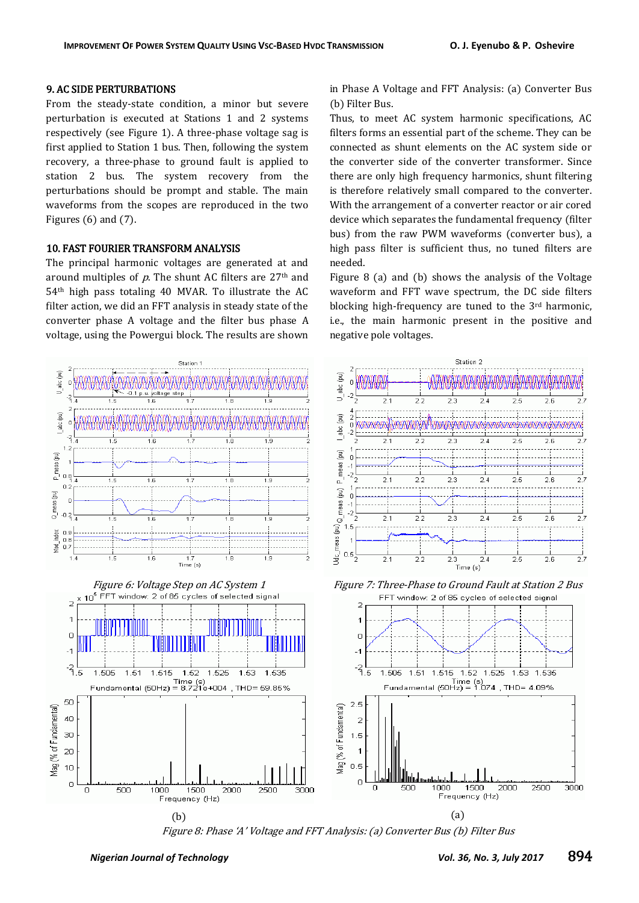## 9. AC SIDE PERTURBATIONS

From the steady-state condition, a minor but severe perturbation is executed at Stations 1 and 2 systems respectively (see Figure 1). A three-phase voltage sag is first applied to Station 1 bus. Then, following the system recovery, a three-phase to ground fault is applied to station 2 bus. The system recovery from the perturbations should be prompt and stable. The main waveforms from the scopes are reproduced in the two Figures (6) and (7).

## 10. FAST FOURIER TRANSFORM ANALYSIS

The principal harmonic voltages are generated at and around multiples of $p$. The shunt AC filters are 27th and 54th high pass totaling 40 MVAR. To illustrate the AC filter action, we did an FFT analysis in steady state of the converter phase A voltage and the filter bus phase A voltage, using the Powergui block. The results are shown in Phase A Voltage and FFT Analysis: (a) Converter Bus (b) Filter Bus.

Thus, to meet AC system harmonic specifications, AC filters forms an essential part of the scheme. They can be connected as shunt elements on the AC system side or the converter side of the converter transformer. Since there are only high frequency harmonics, shunt filtering is therefore relatively small compared to the converter. With the arrangement of a converter reactor or air cored device which separates the fundamental frequency (filter bus) from the raw PWM waveforms (converter bus), a high pass filter is sufficient thus, no tuned filters are needed.

Figure 8 (a) and (b) shows the analysis of the Voltage waveform and FFT wave spectrum, the DC side filters blocking high-frequency are tuned to the 3rd harmonic, i.e., the main harmonic present in the positive and negative pole voltages.

*Figure 6: Voltage Step on AC System 1*

*Figure 7: Three-Phase to Ground Fault at Station 2 Bus*

(b) (a)

*Figure 8: Phase 'A' Voltage and FFT Analysis: (a) Converter Bus (b) Filter Bus*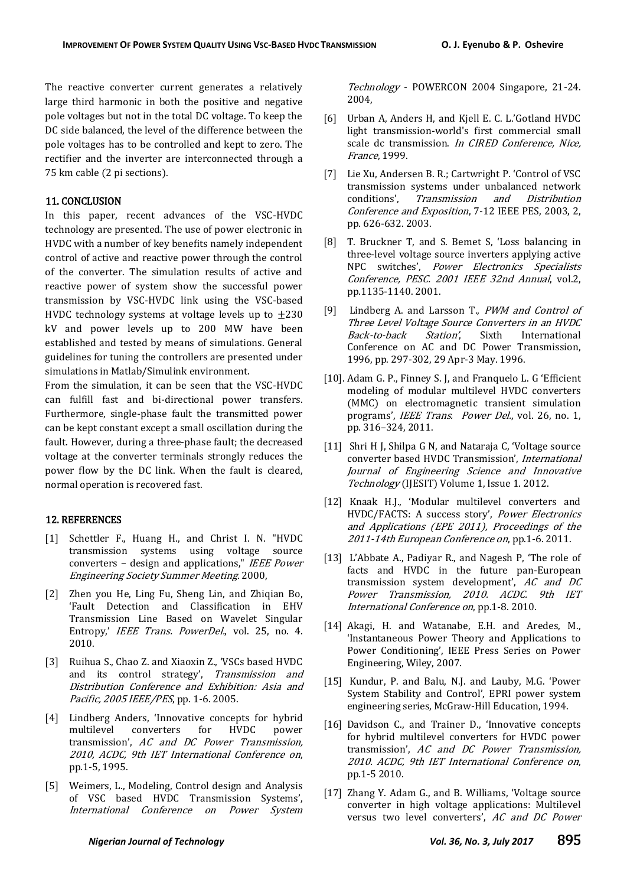The reactive converter current generates a relatively large third harmonic in both the positive and negative pole voltages but not in the total DC voltage. To keep the DC side balanced, the level of the difference between the pole voltages has to be controlled and kept to zero. The rectifier and the inverter are interconnected through a 75 km cable (2 pi sections).

## 11. CONCLUSION

In this paper, recent advances of the VSC-HVDC technology are presented. The use of power electronic in HVDC with a number of key benefits namely independent control of active and reactive power through the control of the converter. The simulation results of active and reactive power of system show the successful power transmission by VSC-HVDC link using the VSC-based HVDC technology systems at voltage levels up to $\pm 230$ kV and power levels up to 200 MW have been established and tested by means of simulations. General guidelines for tuning the controllers are presented under simulations in Matlab/Simulink environment.

From the simulation, it can be seen that the VSC-HVDC can fulfill fast and bi-directional power transfers. Furthermore, single-phase fault the transmitted power can be kept constant except a small oscillation during the fault. However, during a three-phase fault; the decreased voltage at the converter terminals strongly reduces the power flow by the DC link. When the fault is cleared, normal operation is recovered fast.

## 12. REFERENCES

[1] Schettler F., Huang H., and Christ I. N. "HVDC transmission systems using voltage source converters – design and applications," *IEEE Power Engineering Society Summer Meeting*. 2000,

[2] Zhen you He, Ling Fu, Sheng Lin, and Zhiqian Bo, 'Fault Detection and Classification in EHV Transmission Line Based on Wavelet Singular Entropy,' *IEEE Trans. PowerDel.*, vol. 25, no. 4. 2010.

[3] Ruihua S., Chao Z. and Xiaoxin Z., 'VSCs based HVDC and its control strategy', *Transmission and Distribution Conference and Exhibition: Asia and Pacific, 2005 IEEE/PES*, pp. 1-6. 2005.

[4] Lindberg Anders, 'Innovative concepts for hybrid multilevel converters for HVDC power transmission', *AC and DC Power Transmission, 2010, ACDC, 9th IET International Conference on*, pp.1-5, 1995.

[5] Weimers, L., Modeling, Control design and Analysis of VSC based HVDC Transmission Systems', *International Conference on Power System Technology* - POWERCON 2004 Singapore, 21-24. 2004,

[6] Urban A, Anders H, and Kjell E. C. L.'Gotland HVDC light transmission-world's first commercial small scale dc transmission. *In CIRED Conference, Nice, France*, 1999.

[7] Lie Xu, Andersen B. R.; Cartwright P. 'Control of VSC transmission systems under unbalanced network conditions', *Transmission and Distribution Conference and Exposition*, 7-12 IEEE PES, 2003, 2, pp. 626-632. 2003.

[8] T. Bruckner T, and S. Bemet S, 'Loss balancing in three-level voltage source inverters applying active NPC switches', *Power Electronics Specialists Conference, PESC. 2001 IEEE 32nd Annual*, vol.2, pp.1135-1140. 2001.

[9] Lindberg A. and Larsson T., *PWM and Control of Three Level Voltage Source Converters in an HVDC Back-to-back Station'*, Sixth International Conference on AC and DC Power Transmission, 1996, pp. 297-302, 29 Apr-3 May. 1996.

[10]. Adam G. P., Finney S. J, and Franquelo L. G 'Efficient modeling of modular multilevel HVDC converters (MMC) on electromagnetic transient simulation programs', *IEEE Trans. Power Del.*, vol. 26, no. 1, pp. 316–324, 2011.

[11] Shri H J, Shilpa G N, and Nataraja C, 'Voltage source converter based HVDC Transmission', *International Journal of Engineering Science and Innovative Technology* (IJESIT) Volume 1, Issue 1. 2012.

[12] Knaak H.J., 'Modular multilevel converters and HVDC/FACTS: A success story', *Power Electronics and Applications (EPE 2011), Proceedings of the 2011-14th European Conference on*, pp.1-6. 2011.

[13] L'Abbate A., Padiyar R., and Nagesh P, 'The role of facts and HVDC in the future pan-European transmission system development', *AC and DC Power Transmission, 2010. ACDC. 9th IET International Conference on*, pp.1-8. 2010.

[14] Akagi, H. and Watanabe, E.H. and Aredes, M., 'Instantaneous Power Theory and Applications to Power Conditioning', IEEE Press Series on Power Engineering, Wiley, 2007.

[15] Kundur, P. and Balu, N.J. and Lauby, M.G. 'Power System Stability and Control', EPRI power system engineering series, McGraw-Hill Education, 1994.

[16] Davidson C., and Trainer D., 'Innovative concepts for hybrid multilevel converters for HVDC power transmission', *AC and DC Power Transmission, 2010. ACDC, 9th IET International Conference on*, pp.1-5 2010.

[17] Zhang Y. Adam G., and B. Williams, 'Voltage source converter in high voltage applications: Multilevel versus two level converters', *AC and DC Power*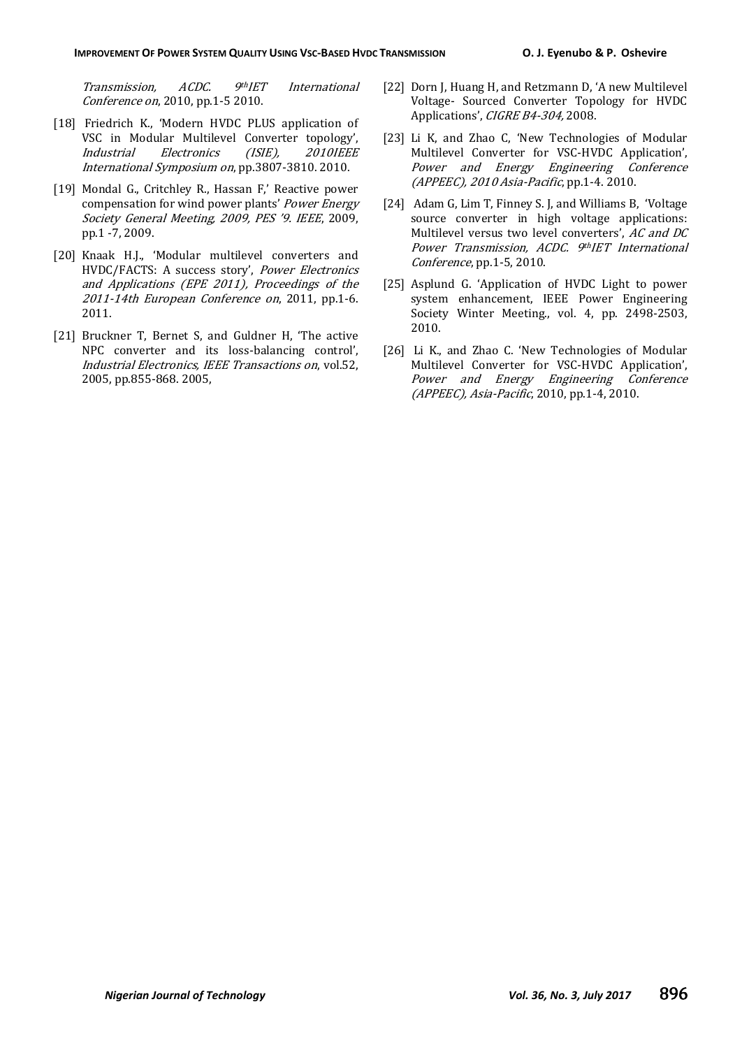*Transmission, ACDC. 9thIET International Conference on*, 2010, pp.1-5 2010.

[18] Friedrich K., 'Modern HVDC PLUS application of VSC in Modular Multilevel Converter topology', *Industrial Electronics (ISIE), 2010IEEE International Symposium on*, pp.3807-3810. 2010.

[19] Mondal G., Critchley R., Hassan F,' Reactive power compensation for wind power plants' *Power Energy Society General Meeting, 2009, PES '9. IEEE*, 2009, pp.1 -7, 2009.

[20] Knaak H.J., 'Modular multilevel converters and HVDC/FACTS: A success story', *Power Electronics and Applications (EPE 2011), Proceedings of the 2011-14th European Conference on*, 2011, pp.1-6. 2011.

[21] Bruckner T, Bernet S, and Guldner H, 'The active NPC converter and its loss-balancing control', *Industrial Electronics, IEEE Transactions on*, vol.52, 2005, pp.855-868. 2005,

[22] Dorn J, Huang H, and Retzmann D, 'A new Multilevel Voltage- Sourced Converter Topology for HVDC Applications', *CIGRE B4-304,* 2008.

[23] Li K, and Zhao C, 'New Technologies of Modular Multilevel Converter for VSC-HVDC Application', *Power and Energy Engineering Conference (APPEEC), 2010 Asia-Pacific*, pp.1-4. 2010.

[24] Adam G, Lim T, Finney S. J, and Williams B, 'Voltage source converter in high voltage applications: Multilevel versus two level converters', *AC and DC Power Transmission, ACDC. 9thIET International Conference*, pp.1-5, 2010.

[25] Asplund G. 'Application of HVDC Light to power system enhancement, IEEE Power Engineering Society Winter Meeting., vol. 4, pp. 2498-2503, 2010.

[26] Li K., and Zhao C. 'New Technologies of Modular Multilevel Converter for VSC-HVDC Application', *Power and Energy Engineering Conference (APPEEC), Asia-Pacific*, 2010, pp.1-4, 2010.